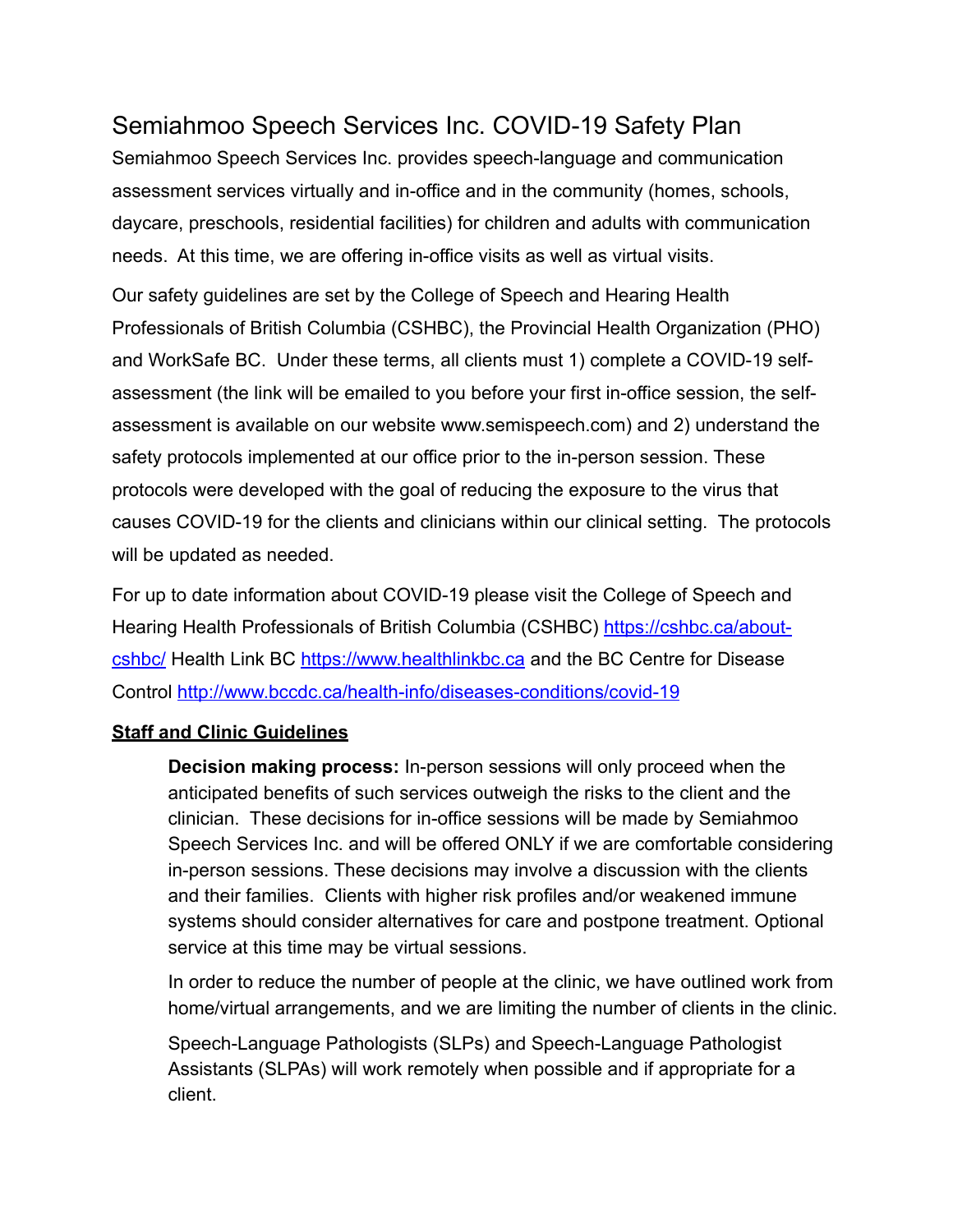# Semiahmoo Speech Services Inc. COVID-19 Safety Plan

Semiahmoo Speech Services Inc. provides speech-language and communication assessment services virtually and in-office and in the community (homes, schools, daycare, preschools, residential facilities) for children and adults with communication needs. At this time, we are offering in-office visits as well as virtual visits.

Our safety guidelines are set by the College of Speech and Hearing Health Professionals of British Columbia (CSHBC), the Provincial Health Organization (PHO) and WorkSafe BC. Under these terms, all clients must 1) complete a COVID-19 self-assessment (the link will be emailed to you before your first in-office session, the self-assessment is available on our website www.semispeech.com) and 2) understand the safety protocols implemented at our office prior to the in-person session. These protocols were developed with the goal of reducing the exposure to the virus that causes COVID-19 for the clients and clinicians within our clinical setting. The protocols will be updated as needed.

For up to date information about COVID-19 please visit the College of Speech and Hearing Health Professionals of British Columbia (CSHBC) [https://cshbc.ca/about-cshbc/](https://cshbc.ca/about-cshbc/) Health Link BC [https://www.healthlinkbc.ca](https://www.healthlinkbc.ca) and the BC Centre for Disease Control [http://www.bccdc.ca/health-info/diseases-conditions/covid-19](http://www.bccdc.ca/health-info/diseases-conditions/covid-19)

## Staff and Clinic Guidelines

**Decision making process:** In-person sessions will only proceed when the anticipated benefits of such services outweigh the risks to the client and the clinician. These decisions for in-office sessions will be made by Semiahmoo Speech Services Inc. and will be offered ONLY if we are comfortable considering in-person sessions. These decisions may involve a discussion with the clients and their families. Clients with higher risk profiles and/or weakened immune systems should consider alternatives for care and postpone treatment. Optional service at this time may be virtual sessions.

In order to reduce the number of people at the clinic, we have outlined work from home/virtual arrangements, and we are limiting the number of clients in the clinic.

Speech-Language Pathologists (SLPs) and Speech-Language Pathologist Assistants (SLPAs) will work remotely when possible and if appropriate for a client.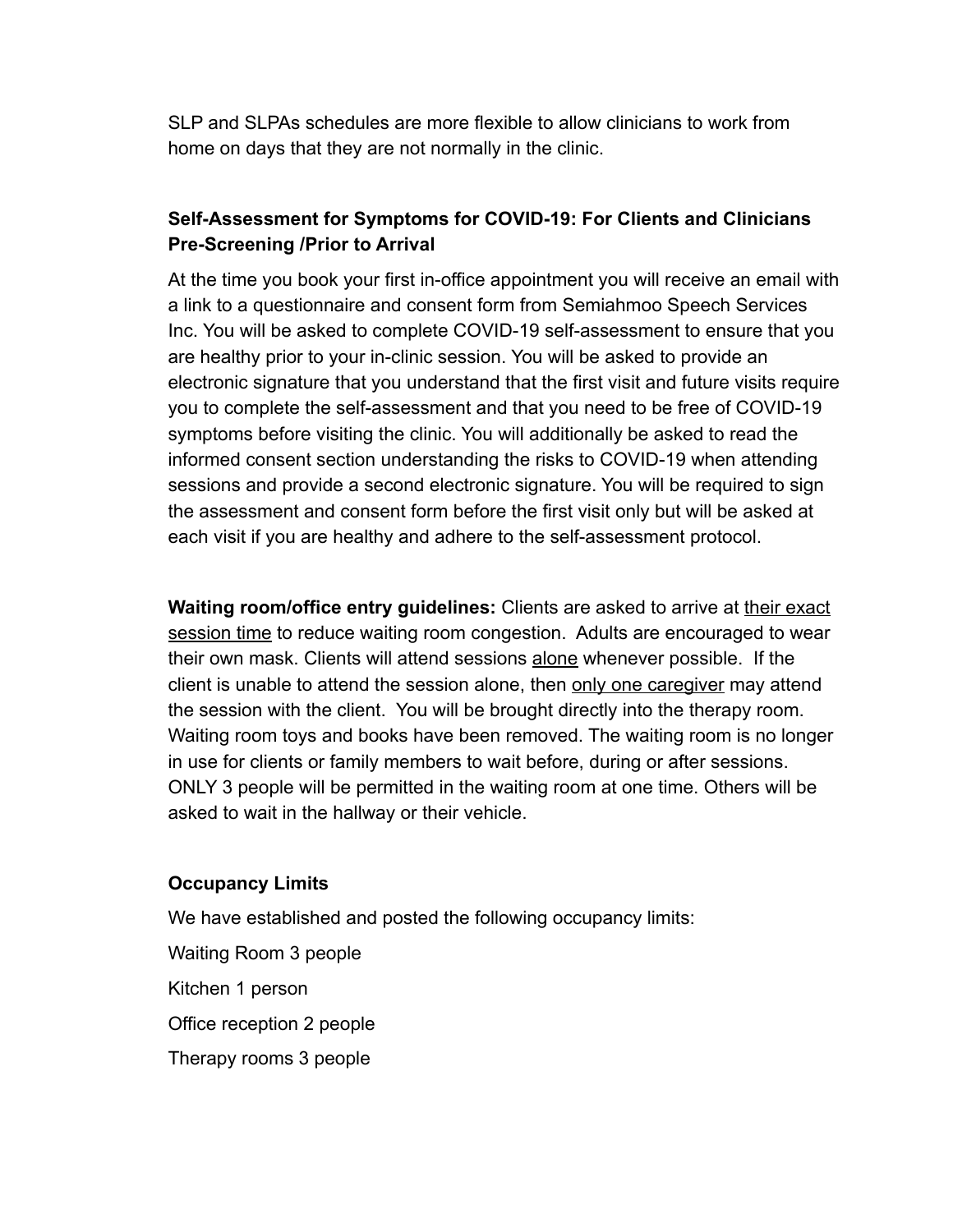SLP and SLPAs schedules are more flexible to allow clinicians to work from home on days that they are not normally in the clinic.

**Self-Assessment for Symptoms for COVID-19: For Clients and Clinicians Pre-Screening /Prior to Arrival**

At the time you book your first in-office appointment you will receive an email with a link to a questionnaire and consent form from Semiahmoo Speech Services Inc. You will be asked to complete COVID-19 self-assessment to ensure that you are healthy prior to your in-clinic session. You will be asked to provide an electronic signature that you understand that the first visit and future visits require you to complete the self-assessment and that you need to be free of COVID-19 symptoms before visiting the clinic. You will additionally be asked to read the informed consent section understanding the risks to COVID-19 when attending sessions and provide a second electronic signature. You will be required to sign the assessment and consent form before the first visit only but will be asked at each visit if you are healthy and adhere to the self-assessment protocol.

**Waiting room/office entry guidelines:** Clients are asked to arrive at <u>their exact session time</u> to reduce waiting room congestion. Adults are encouraged to wear their own mask. Clients will attend sessions <u>alone</u> whenever possible. If the client is unable to attend the session alone, then <u>only one caregiver</u> may attend the session with the client. You will be brought directly into the therapy room. Waiting room toys and books have been removed. The waiting room is no longer in use for clients or family members to wait before, during or after sessions. ONLY 3 people will be permitted in the waiting room at one time. Others will be asked to wait in the hallway or their vehicle.

**Occupancy Limits**

We have established and posted the following occupancy limits:

Waiting Room 3 people

Kitchen 1 person

Office reception 2 people

Therapy rooms 3 people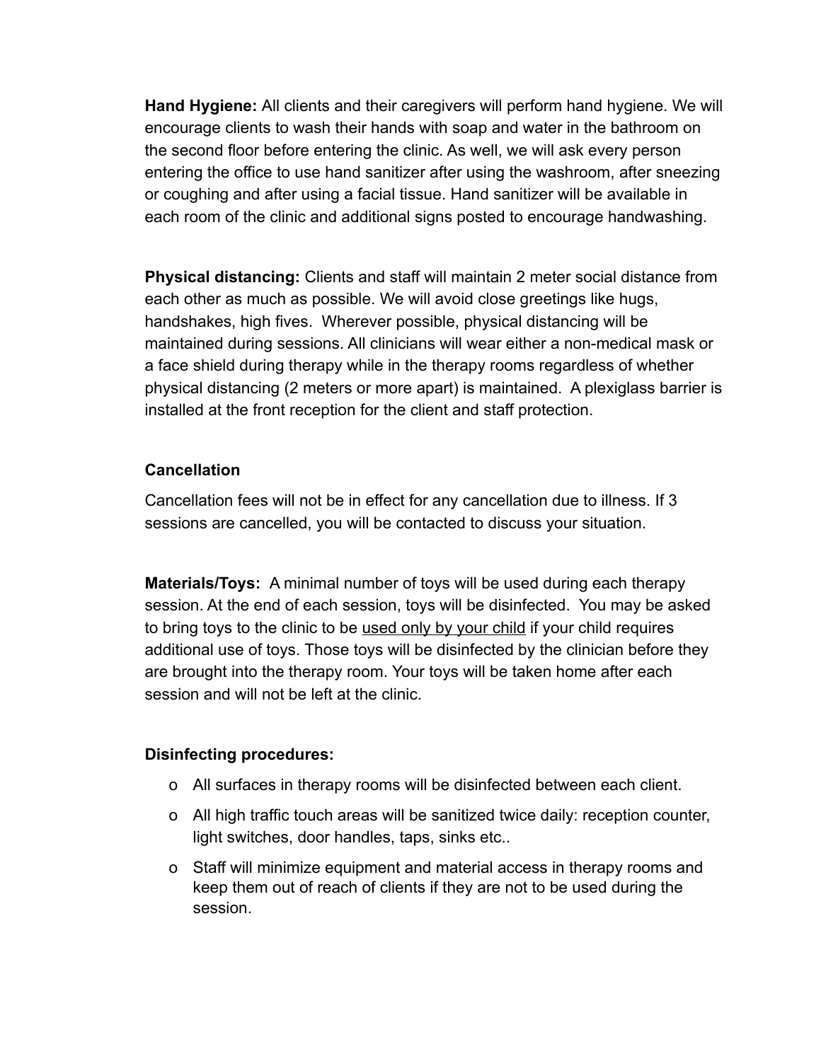**Hand Hygiene:** All clients and their caregivers will perform hand hygiene. We will encourage clients to wash their hands with soap and water in the bathroom on the second floor before entering the clinic. As well, we will ask every person entering the office to use hand sanitizer after using the washroom, after sneezing or coughing and after using a facial tissue. Hand sanitizer will be available in each room of the clinic and additional signs posted to encourage handwashing.

**Physical distancing:** Clients and staff will maintain 2 meter social distance from each other as much as possible. We will avoid close greetings like hugs, handshakes, high fives. Wherever possible, physical distancing will be maintained during sessions. All clinicians will wear either a non-medical mask or a face shield during therapy while in the therapy rooms regardless of whether physical distancing (2 meters or more apart) is maintained. A plexiglass barrier is installed at the front reception for the client and staff protection.

**Cancellation**

Cancellation fees will not be in effect for any cancellation due to illness. If 3 sessions are cancelled, you will be contacted to discuss your situation.

**Materials/Toys:** A minimal number of toys will be used during each therapy session. At the end of each session, toys will be disinfected. You may be asked to bring toys to the clinic to be <u>used only by your child</u> if your child requires additional use of toys. Those toys will be disinfected by the clinician before they are brought into the therapy room. Your toys will be taken home after each session and will not be left at the clinic.

**Disinfecting procedures:**

- All surfaces in therapy rooms will be disinfected between each client.
- All high traffic touch areas will be sanitized twice daily: reception counter, light switches, door handles, taps, sinks etc..
- Staff will minimize equipment and material access in therapy rooms and keep them out of reach of clients if they are not to be used during the session.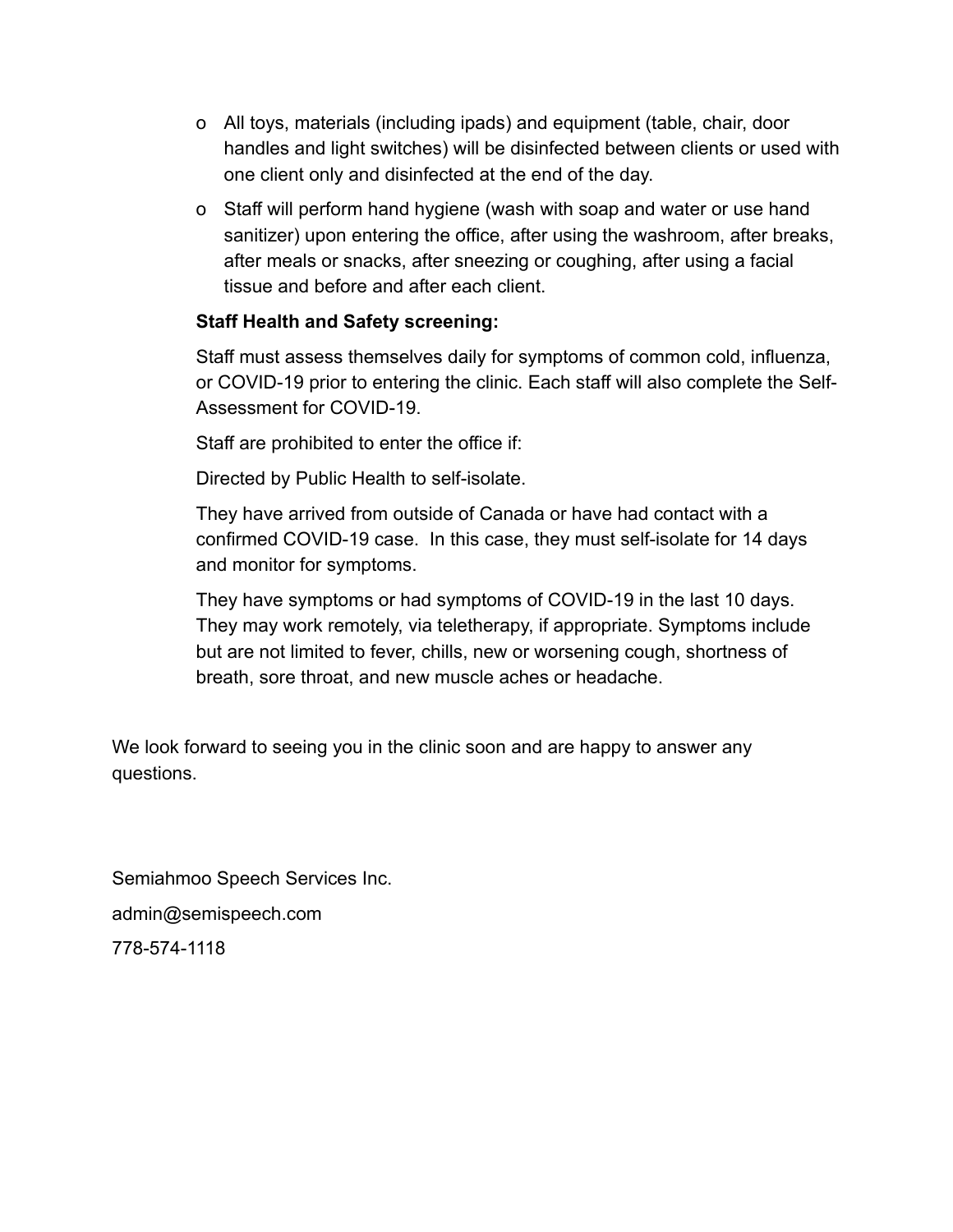- All toys, materials (including ipads) and equipment (table, chair, door handles and light switches) will be disinfected between clients or used with one client only and disinfected at the end of the day.
- Staff will perform hand hygiene (wash with soap and water or use hand sanitizer) upon entering the office, after using the washroom, after breaks, after meals or snacks, after sneezing or coughing, after using a facial tissue and before and after each client.

**Staff Health and Safety screening:**

Staff must assess themselves daily for symptoms of common cold, influenza, or COVID-19 prior to entering the clinic. Each staff will also complete the Self-Assessment for COVID-19.

Staff are prohibited to enter the office if:

Directed by Public Health to self-isolate.

They have arrived from outside of Canada or have had contact with a confirmed COVID-19 case. In this case, they must self-isolate for 14 days and monitor for symptoms.

They have symptoms or had symptoms of COVID-19 in the last 10 days. They may work remotely, via teletherapy, if appropriate. Symptoms include but are not limited to fever, chills, new or worsening cough, shortness of breath, sore throat, and new muscle aches or headache.

We look forward to seeing you in the clinic soon and are happy to answer any questions.

Semiahmoo Speech Services Inc.

admin@semispeech.com

778-574-1118